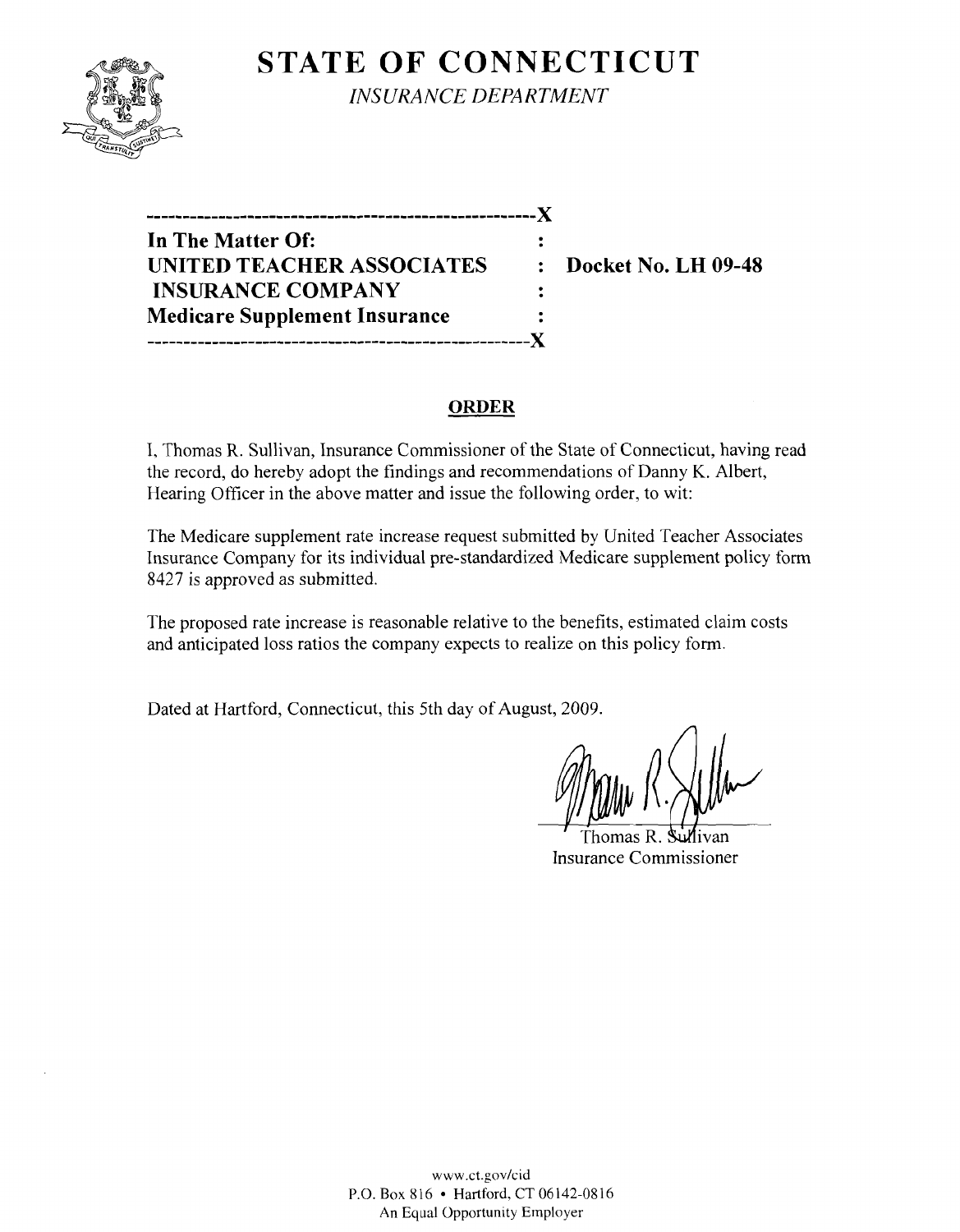# STATE OF CONNECTICUT

*INSURANCE DEPARTMENT*

```
------------------------------------------------------X
In The Matter Of:                                     :
UNITED TEACHER ASSOCIATES                             :  Docket No. LH 09-48
 INSURANCE COMPANY                                    :
Medicare Supplement Insurance                         :
------------------------------------------------------X
```

## ORDER

I, Thomas R. Sullivan, Insurance Commissioner of the State of Connecticut, having read the record, do hereby adopt the findings and recommendations of Danny K. Albert, Hearing Officer in the above matter and issue the following order, to wit:

The Medicare supplement rate increase request submitted by United Teacher Associates Insurance Company for its individual pre-standardized Medicare supplement policy form 8427 is approved as submitted.

The proposed rate increase is reasonable relative to the benefits, estimated claim costs and anticipated loss ratios the company expects to realize on this policy form.

Dated at Hartford, Connecticut, this 5th day of August, 2009.

Thomas R. Sullivan
Insurance Commissioner

www.ct.gov/cid
P.O. Box 816 • Hartford, CT 06142-0816
An Equal Opportunity Employer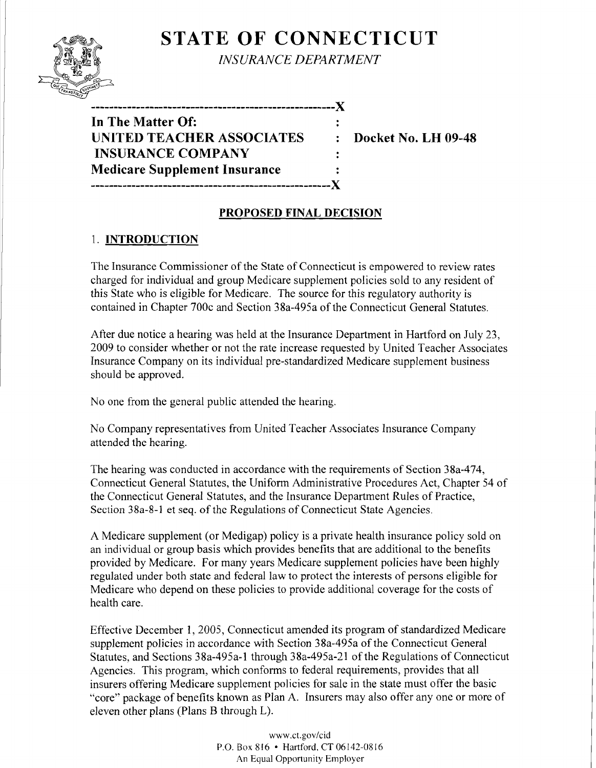# STATE OF CONNECTICUT

*INSURANCE DEPARTMENT*

```
----------------------------------------------------X
In The Matter Of:                                   :
UNITED TEACHER ASSOCIATES                           :   Docket No. LH 09-48
 INSURANCE COMPANY                                  :
Medicare Supplement Insurance                       :
----------------------------------------------------X
```

## PROPOSED FINAL DECISION

### 1. INTRODUCTION

The Insurance Commissioner of the State of Connecticut is empowered to review rates charged for individual and group Medicare supplement policies sold to any resident of this State who is eligible for Medicare. The source for this regulatory authority is contained in Chapter 700c and Section 38a-495a of the Connecticut General Statutes.

After due notice a hearing was held at the Insurance Department in Hartford on July 23, 2009 to consider whether or not the rate increase requested by United Teacher Associates Insurance Company on its individual pre-standardized Medicare supplement business should be approved.

No one from the general public attended the hearing.

No Company representatives from United Teacher Associates Insurance Company attended the hearing.

The hearing was conducted in accordance with the requirements of Section 38a-474, Connecticut General Statutes, the Uniform Administrative Procedures Act, Chapter 54 of the Connecticut General Statutes, and the Insurance Department Rules of Practice, Section 38a-8-1 et seq. of the Regulations of Connecticut State Agencies.

A Medicare supplement (or Medigap) policy is a private health insurance policy sold on an individual or group basis which provides benefits that are additional to the benefits provided by Medicare. For many years Medicare supplement policies have been highly regulated under both state and federal law to protect the interests of persons eligible for Medicare who depend on these policies to provide additional coverage for the costs of health care.

Effective December 1, 2005, Connecticut amended its program of standardized Medicare supplement policies in accordance with Section 38a-495a of the Connecticut General Statutes, and Sections 38a-495a-1 through 38a-495a-21 of the Regulations of Connecticut Agencies. This program, which conforms to federal requirements, provides that all insurers offering Medicare supplement policies for sale in the state must offer the basic "core" package of benefits known as Plan A. Insurers may also offer any one or more of eleven other plans (Plans B through L).

www.ct.gov/cid
P.O. Box 816 • Hartford, CT 06142-0816
An Equal Opportunity Employer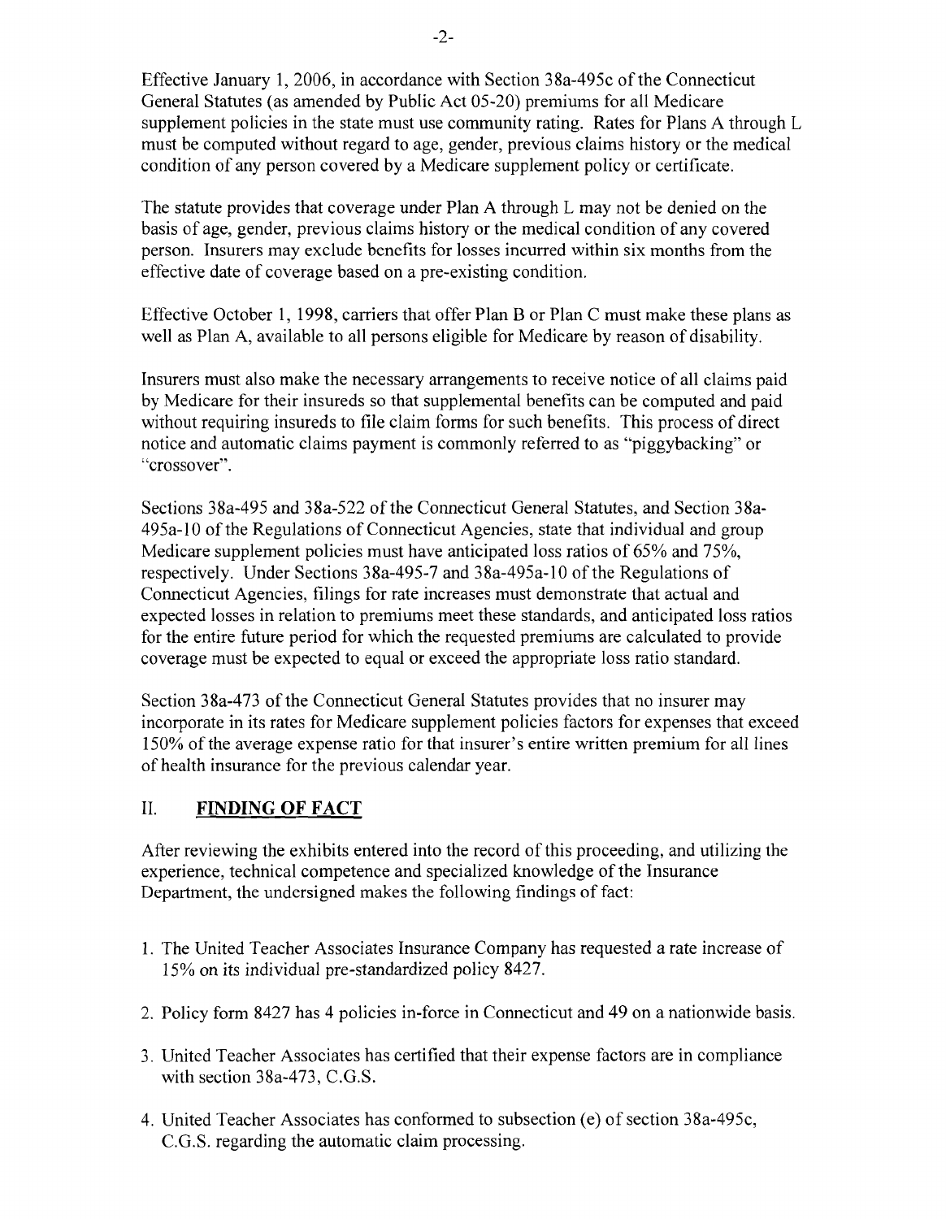Effective January 1, 2006, in accordance with Section 38a-495c of the Connecticut General Statutes (as amended by Public Act 05-20) premiums for all Medicare supplement policies in the state must use community rating. Rates for Plans A through L must be computed without regard to age, gender, previous claims history or the medical condition of any person covered by a Medicare supplement policy or certificate.

The statute provides that coverage under Plan A through L may not be denied on the basis of age, gender, previous claims history or the medical condition of any covered person. Insurers may exclude benefits for losses incurred within six months from the effective date of coverage based on a pre-existing condition.

Effective October 1, 1998, carriers that offer Plan B or Plan C must make these plans as well as Plan A, available to all persons eligible for Medicare by reason of disability.

Insurers must also make the necessary arrangements to receive notice of all claims paid by Medicare for their insureds so that supplemental benefits can be computed and paid without requiring insureds to file claim forms for such benefits. This process of direct notice and automatic claims payment is commonly referred to as "piggybacking" or "crossover".

Sections 38a-495 and 38a-522 of the Connecticut General Statutes, and Section 38a-495a-10 of the Regulations of Connecticut Agencies, state that individual and group Medicare supplement policies must have anticipated loss ratios of 65% and 75%, respectively. Under Sections 38a-495-7 and 38a-495a-10 of the Regulations of Connecticut Agencies, filings for rate increases must demonstrate that actual and expected losses in relation to premiums meet these standards, and anticipated loss ratios for the entire future period for which the requested premiums are calculated to provide coverage must be expected to equal or exceed the appropriate loss ratio standard.

Section 38a-473 of the Connecticut General Statutes provides that no insurer may incorporate in its rates for Medicare supplement policies factors for expenses that exceed 150% of the average expense ratio for that insurer's entire written premium for all lines of health insurance for the previous calendar year.

## II. **FINDING OF FACT**

After reviewing the exhibits entered into the record of this proceeding, and utilizing the experience, technical competence and specialized knowledge of the Insurance Department, the undersigned makes the following findings of fact:

1. The United Teacher Associates Insurance Company has requested a rate increase of 15% on its individual pre-standardized policy 8427.

2. Policy form 8427 has 4 policies in-force in Connecticut and 49 on a nationwide basis.

3. United Teacher Associates has certified that their expense factors are in compliance with section 38a-473, C.G.S.

4. United Teacher Associates has conformed to subsection (e) of section 38a-495c, C.G.S. regarding the automatic claim processing.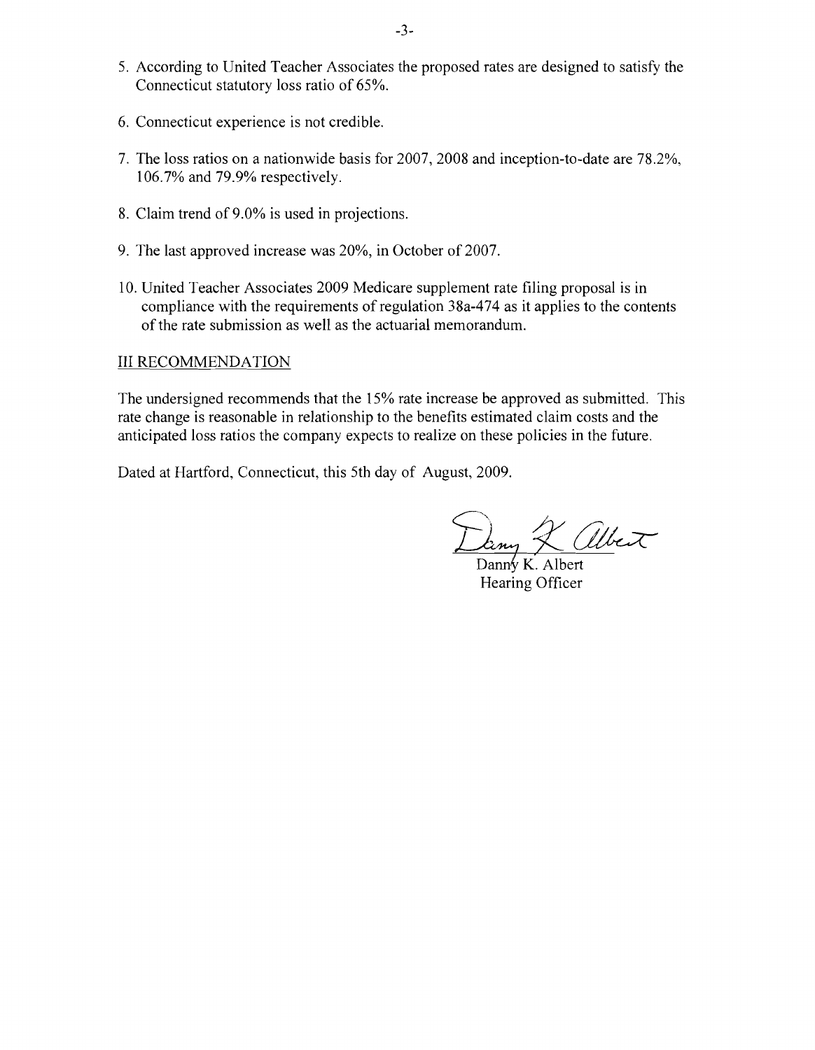5. According to United Teacher Associates the proposed rates are designed to satisfy the Connecticut statutory loss ratio of 65%.

6. Connecticut experience is not credible.

7. The loss ratios on a nationwide basis for 2007, 2008 and inception-to-date are 78.2%, 106.7% and 79.9% respectively.

8. Claim trend of 9.0% is used in projections.

9. The last approved increase was 20%, in October of 2007.

10. United Teacher Associates 2009 Medicare supplement rate filing proposal is in compliance with the requirements of regulation 38a-474 as it applies to the contents of the rate submission as well as the actuarial memorandum.

## III RECOMMENDATION

The undersigned recommends that the 15% rate increase be approved as submitted. This rate change is reasonable in relationship to the benefits estimated claim costs and the anticipated loss ratios the company expects to realize on these policies in the future.

Dated at Hartford, Connecticut, this 5th day of August, 2009.

Danny K. Albert
Hearing Officer